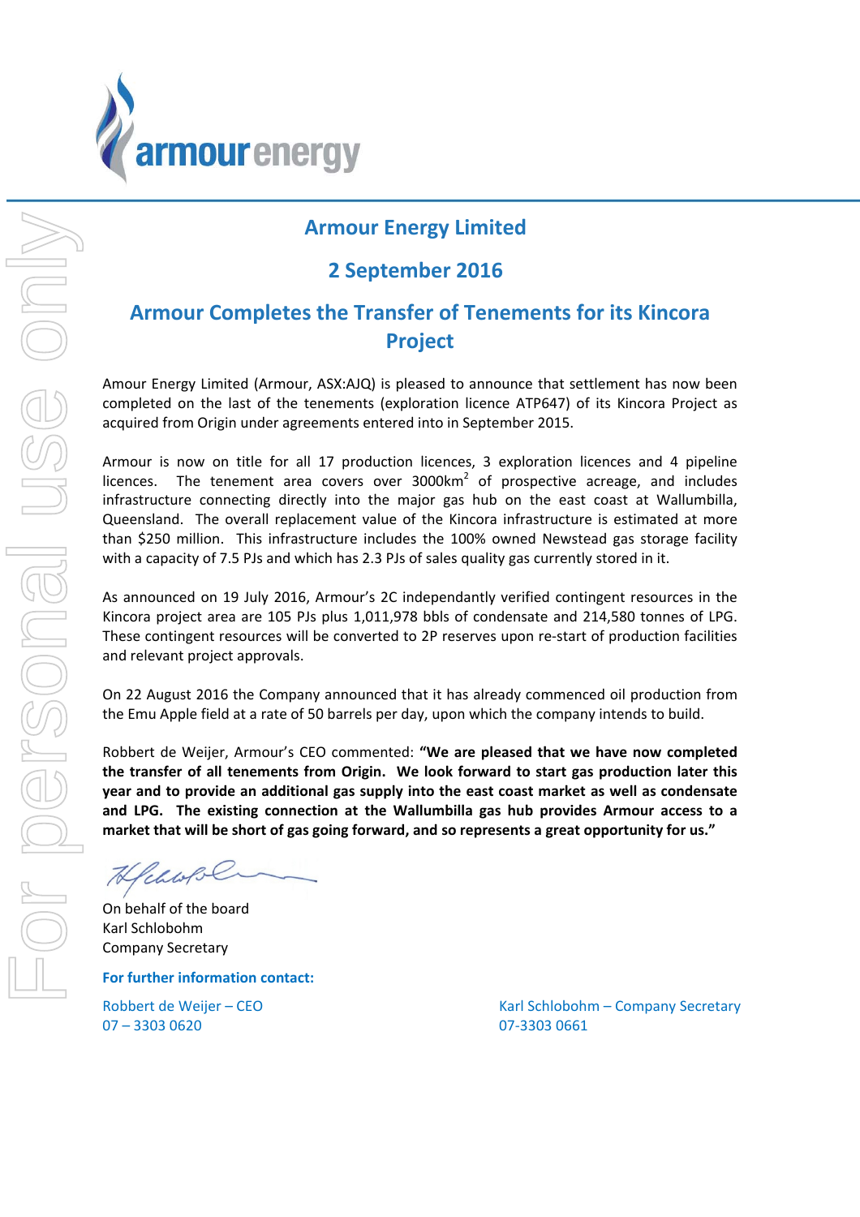# Armour Energy Limited

## 2 September 2016

## Armour Completes the Transfer of Tenements for its Kincora Project

Amour Energy Limited (Armour, ASX:AJQ) is pleased to announce that settlement has now been completed on the last of the tenements (exploration licence ATP647) of its Kincora Project as acquired from Origin under agreements entered into in September 2015.

Armour is now on title for all 17 production licences, 3 exploration licences and 4 pipeline licences. The tenement area covers over 3000km$^2$ of prospective acreage, and includes infrastructure connecting directly into the major gas hub on the east coast at Wallumbilla, Queensland. The overall replacement value of the Kincora infrastructure is estimated at more than $250 million. This infrastructure includes the 100% owned Newstead gas storage facility with a capacity of 7.5 PJs and which has 2.3 PJs of sales quality gas currently stored in it.

As announced on 19 July 2016, Armour's 2C independantly verified contingent resources in the Kincora project area are 105 PJs plus 1,011,978 bbls of condensate and 214,580 tonnes of LPG. These contingent resources will be converted to 2P reserves upon re-start of production facilities and relevant project approvals.

On 22 August 2016 the Company announced that it has already commenced oil production from the Emu Apple field at a rate of 50 barrels per day, upon which the company intends to build.

Robbert de Weijer, Armour's CEO commented: **"We are pleased that we have now completed the transfer of all tenements from Origin. We look forward to start gas production later this year and to provide an additional gas supply into the east coast market as well as condensate and LPG. The existing connection at the Wallumbilla gas hub provides Armour access to a market that will be short of gas going forward, and so represents a great opportunity for us."**

On behalf of the board
Karl Schlobohm
Company Secretary

**For further information contact:**

Robbert de Weijer – CEO
07 – 3303 0620

Karl Schlobohm – Company Secretary
07-3303 0661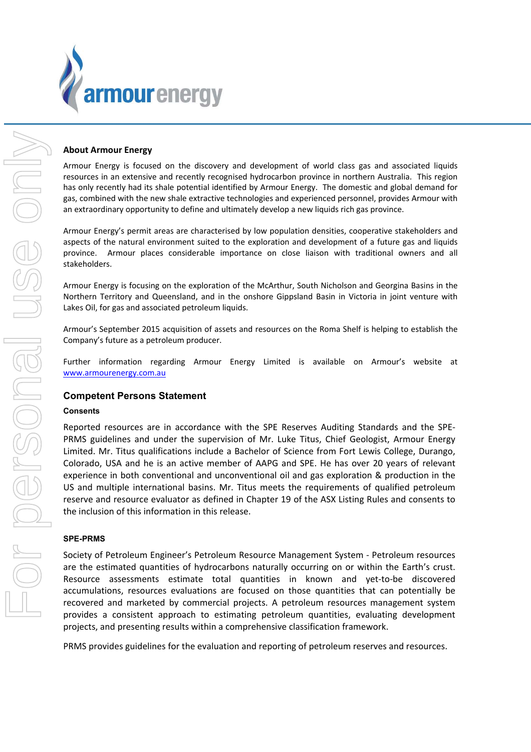## About Armour Energy

Armour Energy is focused on the discovery and development of world class gas and associated liquids resources in an extensive and recently recognised hydrocarbon province in northern Australia. This region has only recently had its shale potential identified by Armour Energy. The domestic and global demand for gas, combined with the new shale extractive technologies and experienced personnel, provides Armour with an extraordinary opportunity to define and ultimately develop a new liquids rich gas province.

Armour Energy's permit areas are characterised by low population densities, cooperative stakeholders and aspects of the natural environment suited to the exploration and development of a future gas and liquids province. Armour places considerable importance on close liaison with traditional owners and all stakeholders.

Armour Energy is focusing on the exploration of the McArthur, South Nicholson and Georgina Basins in the Northern Territory and Queensland, and in the onshore Gippsland Basin in Victoria in joint venture with Lakes Oil, for gas and associated petroleum liquids.

Armour's September 2015 acquisition of assets and resources on the Roma Shelf is helping to establish the Company's future as a petroleum producer.

Further information regarding Armour Energy Limited is available on Armour's website at www.armourenergy.com.au

## Competent Persons Statement

### Consents

Reported resources are in accordance with the SPE Reserves Auditing Standards and the SPE-PRMS guidelines under the supervision of Mr. Luke Titus, Chief Geologist, Armour Energy Limited. Mr. Titus qualifications include a Bachelor of Science from Fort Lewis College, Durango, Colorado, USA and he is an active member of AAPG and SPE. He has over 20 years of relevant experience in both conventional and unconventional oil and gas exploration & production in the US and multiple international basins. Mr. Titus meets the requirements of qualified petroleum reserve and resource evaluator as defined in Chapter 19 of the ASX Listing Rules and consents to the inclusion of this information in this release.

### SPE-PRMS

Society of Petroleum Engineer's Petroleum Resource Management System - Petroleum resources are the estimated quantities of hydrocarbons naturally occurring on or within the Earth's crust. Resource assessments estimate total quantities in known and yet-to-be discovered accumulations, resources evaluations are focused on those quantities that can potentially be recovered and marketed by commercial projects. A petroleum resources management system provides a consistent approach to estimating petroleum quantities, evaluating development projects, and presenting results within a comprehensive classification framework.

PRMS provides guidelines for the evaluation and reporting of petroleum reserves and resources.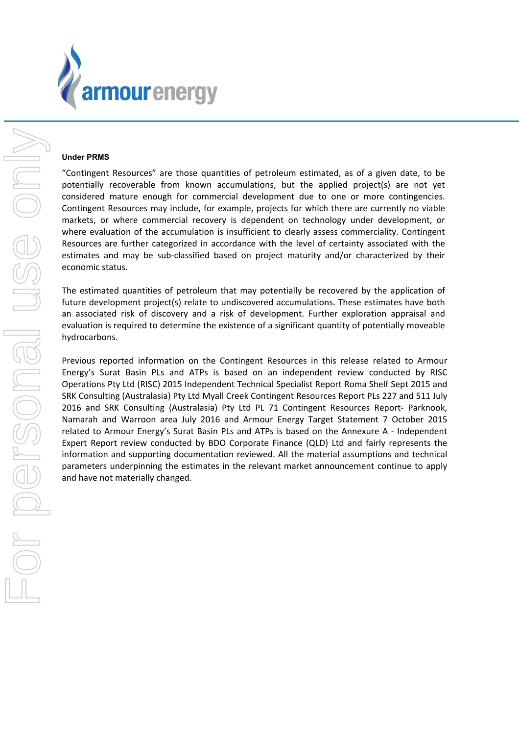**Under PRMS**

"Contingent Resources" are those quantities of petroleum estimated, as of a given date, to be potentially recoverable from known accumulations, but the applied project(s) are not yet considered mature enough for commercial development due to one or more contingencies. Contingent Resources may include, for example, projects for which there are currently no viable markets, or where commercial recovery is dependent on technology under development, or where evaluation of the accumulation is insufficient to clearly assess commerciality. Contingent Resources are further categorized in accordance with the level of certainty associated with the estimates and may be sub-classified based on project maturity and/or characterized by their economic status.

The estimated quantities of petroleum that may potentially be recovered by the application of future development project(s) relate to undiscovered accumulations. These estimates have both an associated risk of discovery and a risk of development. Further exploration appraisal and evaluation is required to determine the existence of a significant quantity of potentially moveable hydrocarbons.

Previous reported information on the Contingent Resources in this release related to Armour Energy's Surat Basin PLs and ATPs is based on an independent review conducted by RISC Operations Pty Ltd (RISC) 2015 Independent Technical Specialist Report Roma Shelf Sept 2015 and SRK Consulting (Australasia) Pty Ltd Myall Creek Contingent Resources Report PLs 227 and 511 July 2016 and SRK Consulting (Australasia) Pty Ltd PL 71 Contingent Resources Report- Parknook, Namarah and Warroon area July 2016 and Armour Energy Target Statement 7 October 2015 related to Armour Energy's Surat Basin PLs and ATPs is based on the Annexure A - Independent Expert Report review conducted by BDO Corporate Finance (QLD) Ltd and fairly represents the information and supporting documentation reviewed. All the material assumptions and technical parameters underpinning the estimates in the relevant market announcement continue to apply and have not materially changed.